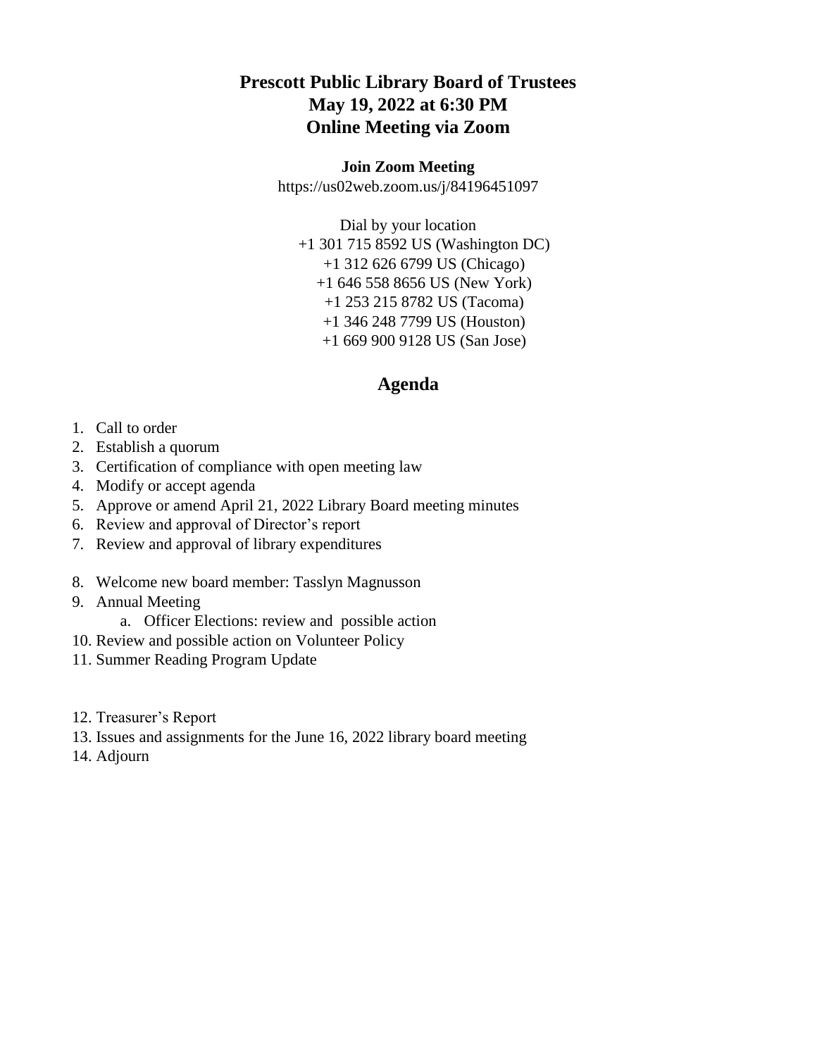# Prescott Public Library Board of Trustees
# May 19, 2022 at 6:30 PM
# Online Meeting via Zoom

**Join Zoom Meeting**

https://us02web.zoom.us/j/84196451097

Dial by your location
+1 301 715 8592 US (Washington DC)
+1 312 626 6799 US (Chicago)
+1 646 558 8656 US (New York)
+1 253 215 8782 US (Tacoma)
+1 346 248 7799 US (Houston)
+1 669 900 9128 US (San Jose)

## Agenda

1. Call to order
2. Establish a quorum
3. Certification of compliance with open meeting law
4. Modify or accept agenda
5. Approve or amend April 21, 2022 Library Board meeting minutes
6. Review and approval of Director's report
7. Review and approval of library expenditures
8. Welcome new board member: Tasslyn Magnusson
9. Annual Meeting
   a. Officer Elections: review and possible action
10. Review and possible action on Volunteer Policy
11. Summer Reading Program Update
12. Treasurer's Report
13. Issues and assignments for the June 16, 2022 library board meeting
14. Adjourn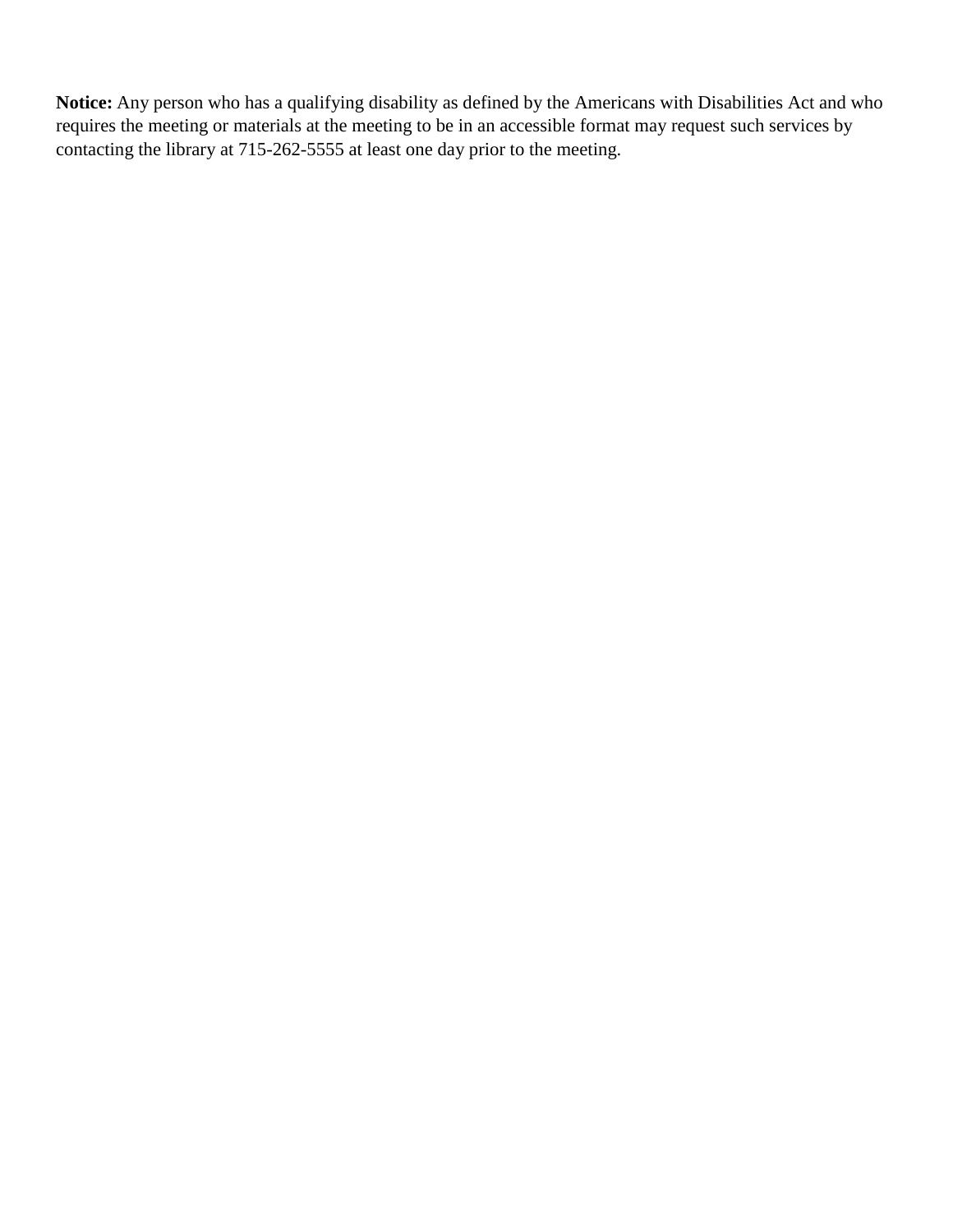**Notice:** Any person who has a qualifying disability as defined by the Americans with Disabilities Act and who requires the meeting or materials at the meeting to be in an accessible format may request such services by contacting the library at 715-262-5555 at least one day prior to the meeting.